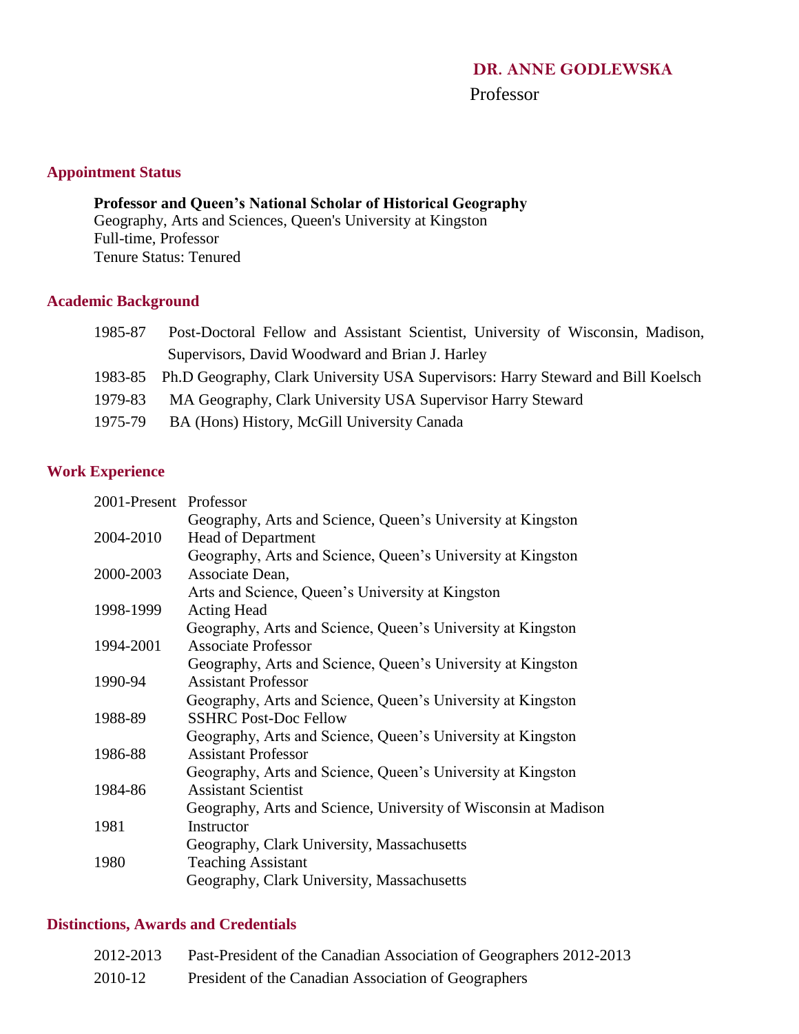# DR. ANNE GODLEWSKA

Professor

## Appointment Status

**Professor and Queen's National Scholar of Historical Geography**
Geography, Arts and Sciences, Queen's University at Kingston
Full-time, Professor
Tenure Status: Tenured

## Academic Background

1985-87 Post-Doctoral Fellow and Assistant Scientist, University of Wisconsin, Madison, Supervisors, David Woodward and Brian J. Harley

1983-85 Ph.D Geography, Clark University USA Supervisors: Harry Steward and Bill Koelsch

1979-83 MA Geography, Clark University USA Supervisor Harry Steward

1975-79 BA (Hons) History, McGill University Canada

## Work Experience

2001-Present Professor
Geography, Arts and Science, Queen's University at Kingston

2004-2010 Head of Department
Geography, Arts and Science, Queen's University at Kingston

2000-2003 Associate Dean,
Arts and Science, Queen's University at Kingston

1998-1999 Acting Head
Geography, Arts and Science, Queen's University at Kingston

1994-2001 Associate Professor
Geography, Arts and Science, Queen's University at Kingston

1990-94 Assistant Professor
Geography, Arts and Science, Queen's University at Kingston

1988-89 SSHRC Post-Doc Fellow
Geography, Arts and Science, Queen's University at Kingston

1986-88 Assistant Professor
Geography, Arts and Science, Queen's University at Kingston

1984-86 Assistant Scientist
Geography, Arts and Science, University of Wisconsin at Madison

1981 Instructor
Geography, Clark University, Massachusetts

1980 Teaching Assistant
Geography, Clark University, Massachusetts

## Distinctions, Awards and Credentials

2012-2013 Past-President of the Canadian Association of Geographers 2012-2013

2010-12 President of the Canadian Association of Geographers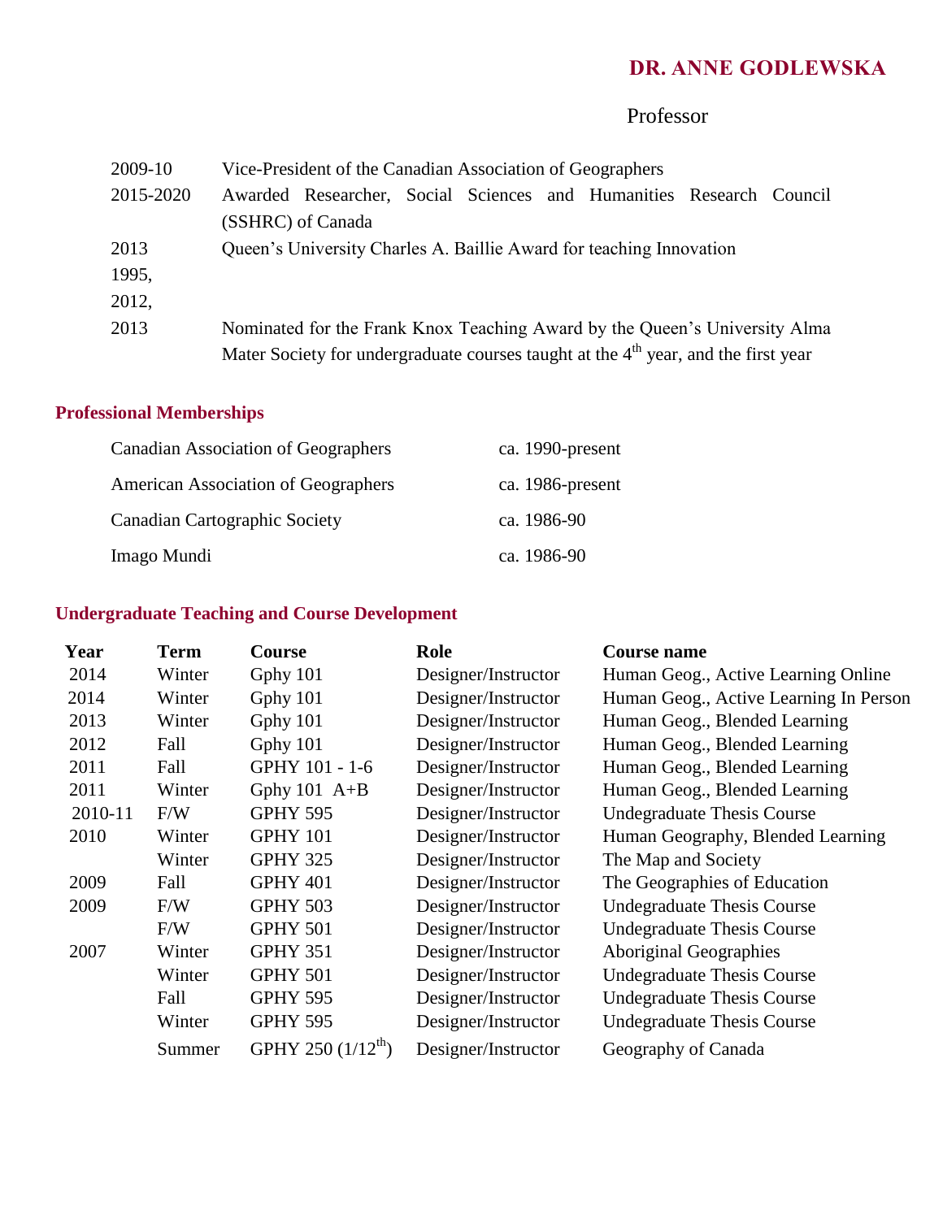**DR. ANNE GODLEWSKA**

Professor

| | |
|---|---|
| 2009-10 | Vice-President of the Canadian Association of Geographers |
| 2015-2020 | Awarded Researcher, Social Sciences and Humanities Research Council (SSHRC) of Canada |
| 2013 | Queen's University Charles A. Baillie Award for teaching Innovation |
| 1995, 2012, 2013 | Nominated for the Frank Knox Teaching Award by the Queen's University Alma Mater Society for undergraduate courses taught at the 4th year, and the first year |

## Professional Memberships

| | |
|---|---|
| Canadian Association of Geographers | ca. 1990-present |
| American Association of Geographers | ca. 1986-present |
| Canadian Cartographic Society | ca. 1986-90 |
| Imago Mundi | ca. 1986-90 |

## Undergraduate Teaching and Course Development

| Year | Term | Course | Role | Course name |
|---|---|---|---|---|
| 2014 | Winter | Gphy 101 | Designer/Instructor | Human Geog., Active Learning Online |
| 2014 | Winter | Gphy 101 | Designer/Instructor | Human Geog., Active Learning In Person |
| 2013 | Winter | Gphy 101 | Designer/Instructor | Human Geog., Blended Learning |
| 2012 | Fall | Gphy 101 | Designer/Instructor | Human Geog., Blended Learning |
| 2011 | Fall | GPHY 101 - 1-6 | Designer/Instructor | Human Geog., Blended Learning |
| 2011 | Winter | Gphy 101 A+B | Designer/Instructor | Human Geog., Blended Learning |
| 2010-11 | F/W | GPHY 595 | Designer/Instructor | Undegraduate Thesis Course |
| 2010 | Winter | GPHY 101 | Designer/Instructor | Human Geography, Blended Learning |
| | Winter | GPHY 325 | Designer/Instructor | The Map and Society |
| 2009 | Fall | GPHY 401 | Designer/Instructor | The Geographies of Education |
| 2009 | F/W | GPHY 503 | Designer/Instructor | Undegraduate Thesis Course |
| | F/W | GPHY 501 | Designer/Instructor | Undegraduate Thesis Course |
| 2007 | Winter | GPHY 351 | Designer/Instructor | Aboriginal Geographies |
| | Winter | GPHY 501 | Designer/Instructor | Undegraduate Thesis Course |
| | Fall | GPHY 595 | Designer/Instructor | Undegraduate Thesis Course |
| | Winter | GPHY 595 | Designer/Instructor | Undegraduate Thesis Course |
| | Summer | GPHY 250 (1/12th) | Designer/Instructor | Geography of Canada |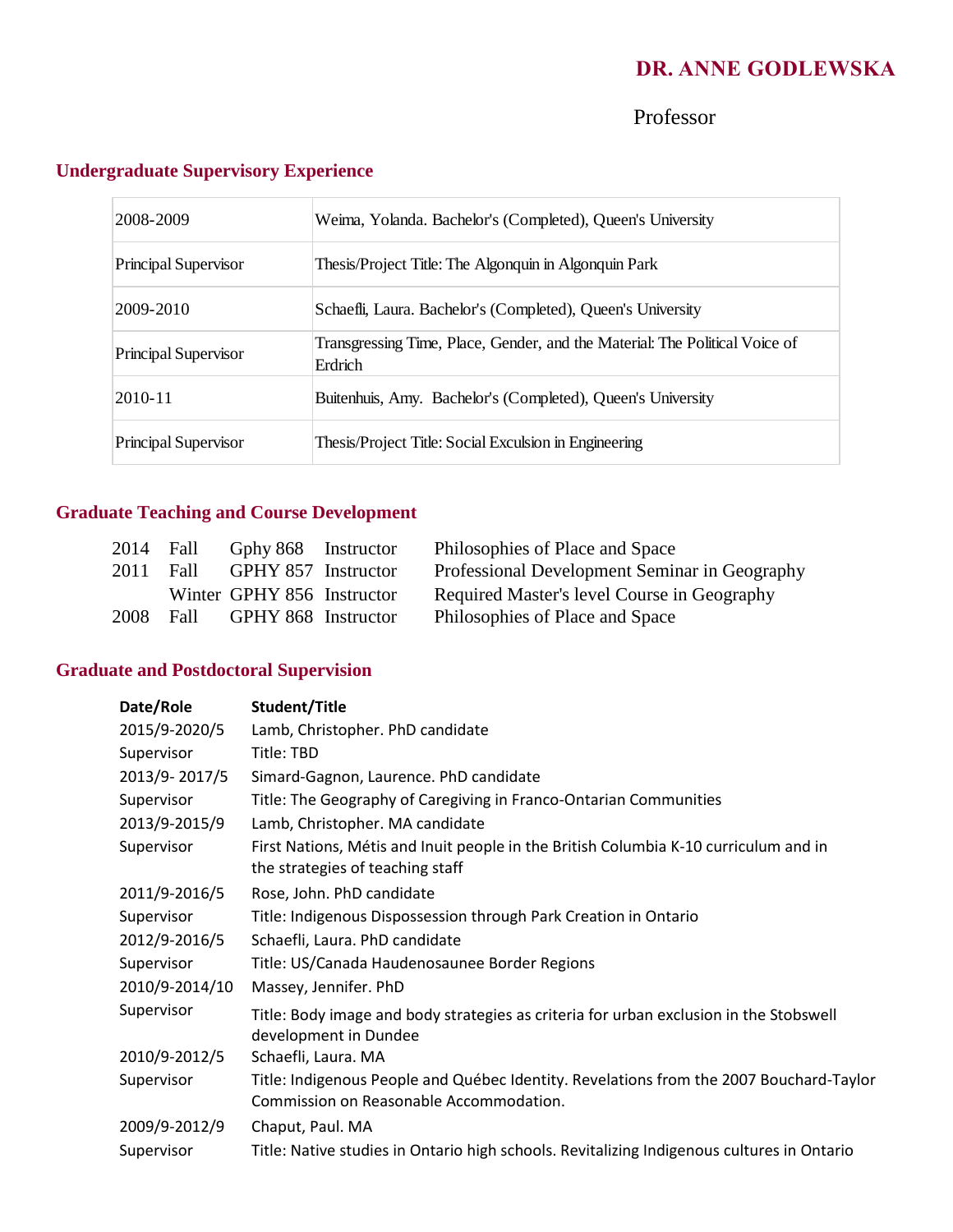# DR. ANNE GODLEWSKA

Professor

## Undergraduate Supervisory Experience

| | |
|---|---|
| 2008-2009 | Weima, Yolanda. Bachelor's (Completed), Queen's University |
| Principal Supervisor | Thesis/Project Title: The Algonquin in Algonquin Park |
| 2009-2010 | Schaefli, Laura. Bachelor's (Completed), Queen's University |
| Principal Supervisor | Transgressing Time, Place, Gender, and the Material: The Political Voice of Erdrich |
| 2010-11 | Buitenhuis, Amy. Bachelor's (Completed), Queen's University |
| Principal Supervisor | Thesis/Project Title: Social Exculsion in Engineering |

## Graduate Teaching and Course Development

| | | | | |
|---|---|---|---|---|
| 2014 | Fall | Gphy 868 | Instructor | Philosophies of Place and Space |
| 2011 | Fall | GPHY 857 | Instructor | Professional Development Seminar in Geography |
| | Winter | GPHY 856 | Instructor | Required Master's level Course in Geography |
| 2008 | Fall | GPHY 868 | Instructor | Philosophies of Place and Space |

## Graduate and Postdoctoral Supervision

| Date/Role | Student/Title |
|---|---|
| 2015/9-2020/5 | Lamb, Christopher. PhD candidate |
| Supervisor | Title: TBD |
| 2013/9- 2017/5 | Simard-Gagnon, Laurence. PhD candidate |
| Supervisor | Title: The Geography of Caregiving in Franco-Ontarian Communities |
| 2013/9-2015/9 | Lamb, Christopher. MA candidate |
| Supervisor | First Nations, Métis and Inuit people in the British Columbia K-10 curriculum and in the strategies of teaching staff |
| 2011/9-2016/5 | Rose, John. PhD candidate |
| Supervisor | Title: Indigenous Dispossession through Park Creation in Ontario |
| 2012/9-2016/5 | Schaefli, Laura. PhD candidate |
| Supervisor | Title: US/Canada Haudenosaunee Border Regions |
| 2010/9-2014/10 | Massey, Jennifer. PhD |
| Supervisor | Title: Body image and body strategies as criteria for urban exclusion in the Stobswell development in Dundee |
| 2010/9-2012/5 | Schaefli, Laura. MA |
| Supervisor | Title: Indigenous People and Québec Identity. Revelations from the 2007 Bouchard-Taylor Commission on Reasonable Accommodation. |
| 2009/9-2012/9 | Chaput, Paul. MA |
| Supervisor | Title: Native studies in Ontario high schools. Revitalizing Indigenous cultures in Ontario |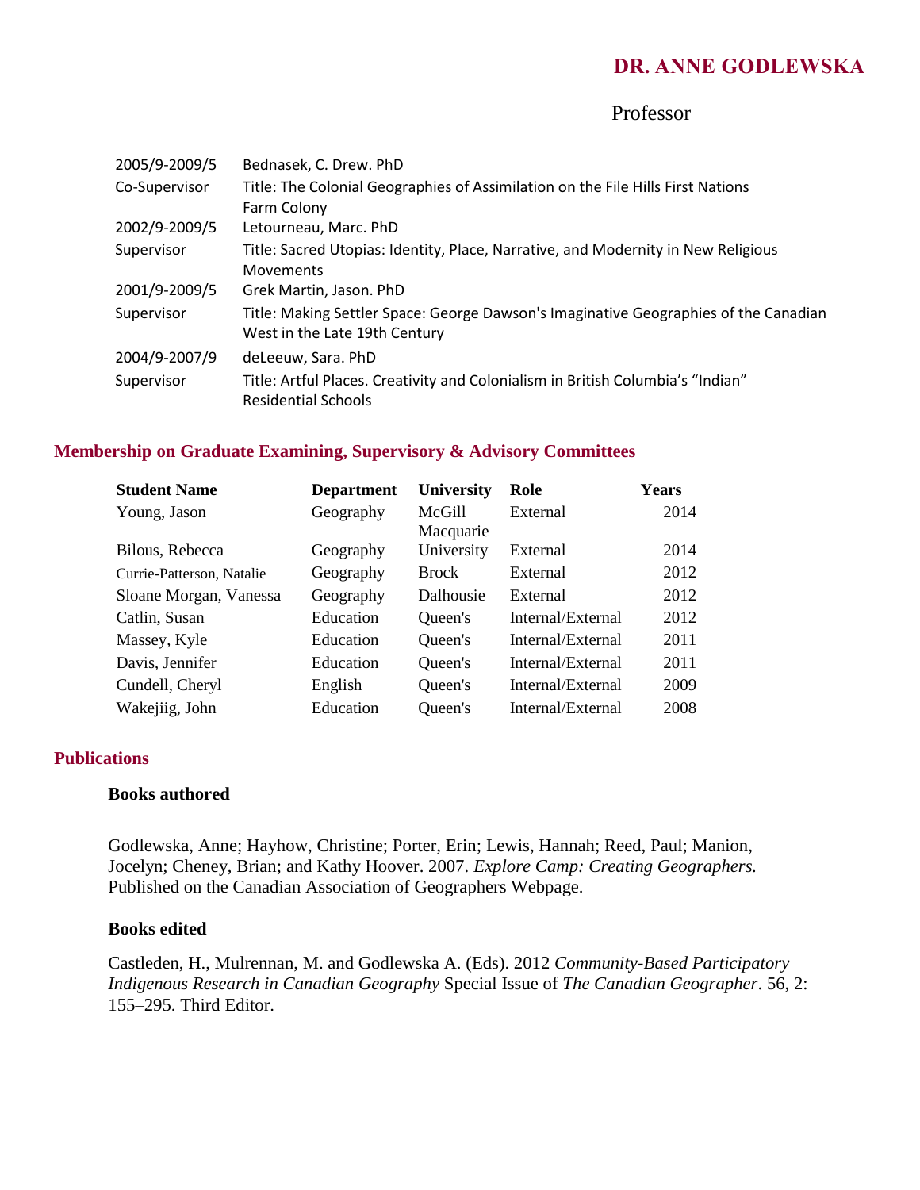# DR. ANNE GODLEWSKA

Professor

| | |
|---|---|
| 2005/9-2009/5 | Bednasek, C. Drew. PhD |
| Co-Supervisor | Title: The Colonial Geographies of Assimilation on the File Hills First Nations Farm Colony |
| 2002/9-2009/5 | Letourneau, Marc. PhD |
| Supervisor | Title: Sacred Utopias: Identity, Place, Narrative, and Modernity in New Religious Movements |
| 2001/9-2009/5 | Grek Martin, Jason. PhD |
| Supervisor | Title: Making Settler Space: George Dawson's Imaginative Geographies of the Canadian West in the Late 19th Century |
| 2004/9-2007/9 | deLeeuw, Sara. PhD |
| Supervisor | Title: Artful Places. Creativity and Colonialism in British Columbia's "Indian" Residential Schools |

## Membership on Graduate Examining, Supervisory & Advisory Committees

| Student Name | Department | University | Role | Years |
|---|---|---|---|---|
| Young, Jason | Geography | McGill | External | 2014 |
| Bilous, Rebecca | Geography | Macquarie University | External | 2014 |
| Currie-Patterson, Natalie | Geography | Brock | External | 2012 |
| Sloane Morgan, Vanessa | Geography | Dalhousie | External | 2012 |
| Catlin, Susan | Education | Queen's | Internal/External | 2012 |
| Massey, Kyle | Education | Queen's | Internal/External | 2011 |
| Davis, Jennifer | Education | Queen's | Internal/External | 2011 |
| Cundell, Cheryl | English | Queen's | Internal/External | 2009 |
| Wakejiig, John | Education | Queen's | Internal/External | 2008 |

## Publications

### Books authored

Godlewska, Anne; Hayhow, Christine; Porter, Erin; Lewis, Hannah; Reed, Paul; Manion, Jocelyn; Cheney, Brian; and Kathy Hoover. 2007. *Explore Camp: Creating Geographers.* Published on the Canadian Association of Geographers Webpage.

### Books edited

Castleden, H., Mulrennan, M. and Godlewska A. (Eds). 2012 *Community-Based Participatory Indigenous Research in Canadian Geography* Special Issue of *The Canadian Geographer*. 56, 2: 155–295. Third Editor.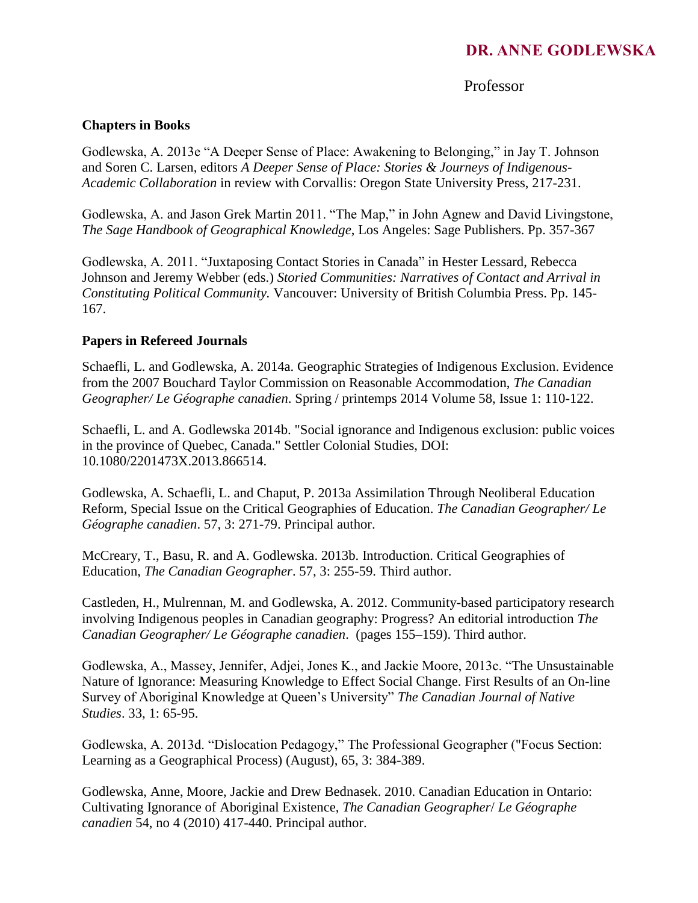## Chapters in Books

Godlewska, A. 2013e "A Deeper Sense of Place: Awakening to Belonging," in Jay T. Johnson and Soren C. Larsen, editors *A Deeper Sense of Place: Stories & Journeys of Indigenous-Academic Collaboration* in review with Corvallis: Oregon State University Press, 217-231.

Godlewska, A. and Jason Grek Martin 2011. "The Map," in John Agnew and David Livingstone, *The Sage Handbook of Geographical Knowledge*, Los Angeles: Sage Publishers. Pp. 357-367

Godlewska, A. 2011. "Juxtaposing Contact Stories in Canada" in Hester Lessard, Rebecca Johnson and Jeremy Webber (eds.) *Storied Communities: Narratives of Contact and Arrival in Constituting Political Community.* Vancouver: University of British Columbia Press. Pp. 145-167.

## Papers in Refereed Journals

Schaefli, L. and Godlewska, A. 2014a. Geographic Strategies of Indigenous Exclusion. Evidence from the 2007 Bouchard Taylor Commission on Reasonable Accommodation, *The Canadian Geographer/ Le Géographe canadien*. Spring / printemps 2014 Volume 58, Issue 1: 110-122.

Schaefli, L. and A. Godlewska 2014b. "Social ignorance and Indigenous exclusion: public voices in the province of Quebec, Canada." Settler Colonial Studies, DOI: 10.1080/2201473X.2013.866514.

Godlewska, A. Schaefli, L. and Chaput, P. 2013a Assimilation Through Neoliberal Education Reform, Special Issue on the Critical Geographies of Education. *The Canadian Geographer/ Le Géographe canadien*. 57, 3: 271-79. Principal author.

McCreary, T., Basu, R. and A. Godlewska. 2013b. Introduction. Critical Geographies of Education, *The Canadian Geographer*. 57, 3: 255-59. Third author.

Castleden, H., Mulrennan, M. and Godlewska, A. 2012. Community-based participatory research involving Indigenous peoples in Canadian geography: Progress? An editorial introduction *The Canadian Geographer/ Le Géographe canadien*. (pages 155–159). Third author.

Godlewska, A., Massey, Jennifer, Adjei, Jones K., and Jackie Moore, 2013c. "The Unsustainable Nature of Ignorance: Measuring Knowledge to Effect Social Change. First Results of an On-line Survey of Aboriginal Knowledge at Queen's University" *The Canadian Journal of Native Studies*. 33, 1: 65-95.

Godlewska, A. 2013d. "Dislocation Pedagogy," The Professional Geographer ("Focus Section: Learning as a Geographical Process) (August), 65, 3: 384-389.

Godlewska, Anne, Moore, Jackie and Drew Bednasek. 2010. Canadian Education in Ontario: Cultivating Ignorance of Aboriginal Existence, *The Canadian Geographer/ Le Géographe canadien* 54, no 4 (2010) 417-440. Principal author.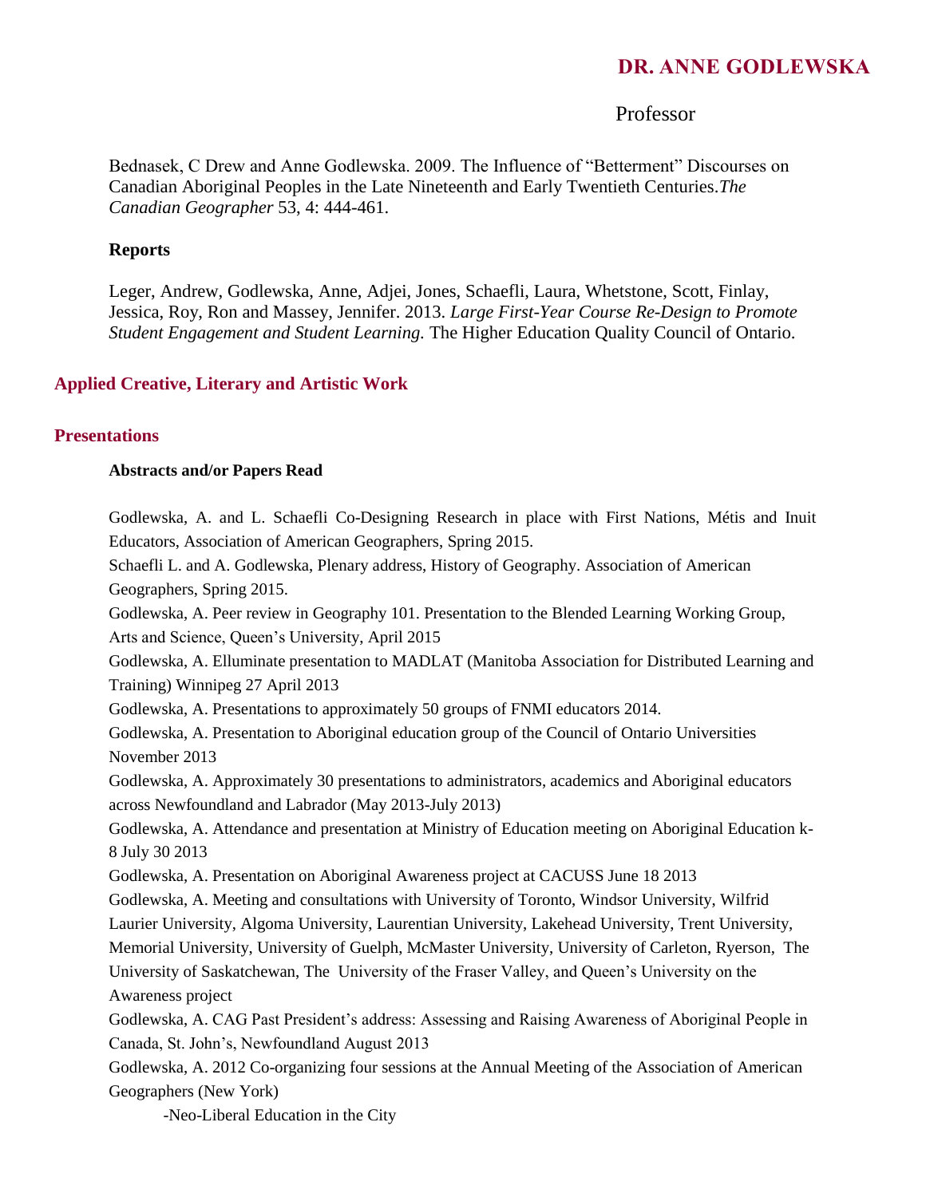Bednasek, C Drew and Anne Godlewska. 2009. The Influence of "Betterment" Discourses on Canadian Aboriginal Peoples in the Late Nineteenth and Early Twentieth Centuries.*The Canadian Geographer* 53, 4: 444-461.

**Reports**

Leger, Andrew, Godlewska, Anne, Adjei, Jones, Schaefli, Laura, Whetstone, Scott, Finlay, Jessica, Roy, Ron and Massey, Jennifer. 2013. *Large First-Year Course Re-Design to Promote Student Engagement and Student Learning.* The Higher Education Quality Council of Ontario.

## Applied Creative, Literary and Artistic Work

## Presentations

**Abstracts and/or Papers Read**

Godlewska, A. and L. Schaefli Co-Designing Research in place with First Nations, Métis and Inuit Educators, Association of American Geographers, Spring 2015.

Schaefli L. and A. Godlewska, Plenary address, History of Geography. Association of American Geographers, Spring 2015.

Godlewska, A. Peer review in Geography 101. Presentation to the Blended Learning Working Group, Arts and Science, Queen's University, April 2015

Godlewska, A. Elluminate presentation to MADLAT (Manitoba Association for Distributed Learning and Training) Winnipeg 27 April 2013

Godlewska, A. Presentations to approximately 50 groups of FNMI educators 2014.

Godlewska, A. Presentation to Aboriginal education group of the Council of Ontario Universities November 2013

Godlewska, A. Approximately 30 presentations to administrators, academics and Aboriginal educators across Newfoundland and Labrador (May 2013-July 2013)

Godlewska, A. Attendance and presentation at Ministry of Education meeting on Aboriginal Education k-8 July 30 2013

Godlewska, A. Presentation on Aboriginal Awareness project at CACUSS June 18 2013

Godlewska, A. Meeting and consultations with University of Toronto, Windsor University, Wilfrid Laurier University, Algoma University, Laurentian University, Lakehead University, Trent University, Memorial University, University of Guelph, McMaster University, University of Carleton, Ryerson, The University of Saskatchewan, The University of the Fraser Valley, and Queen's University on the Awareness project

Godlewska, A. CAG Past President's address: Assessing and Raising Awareness of Aboriginal People in Canada, St. John's, Newfoundland August 2013

Godlewska, A. 2012 Co-organizing four sessions at the Annual Meeting of the Association of American Geographers (New York)

-Neo-Liberal Education in the City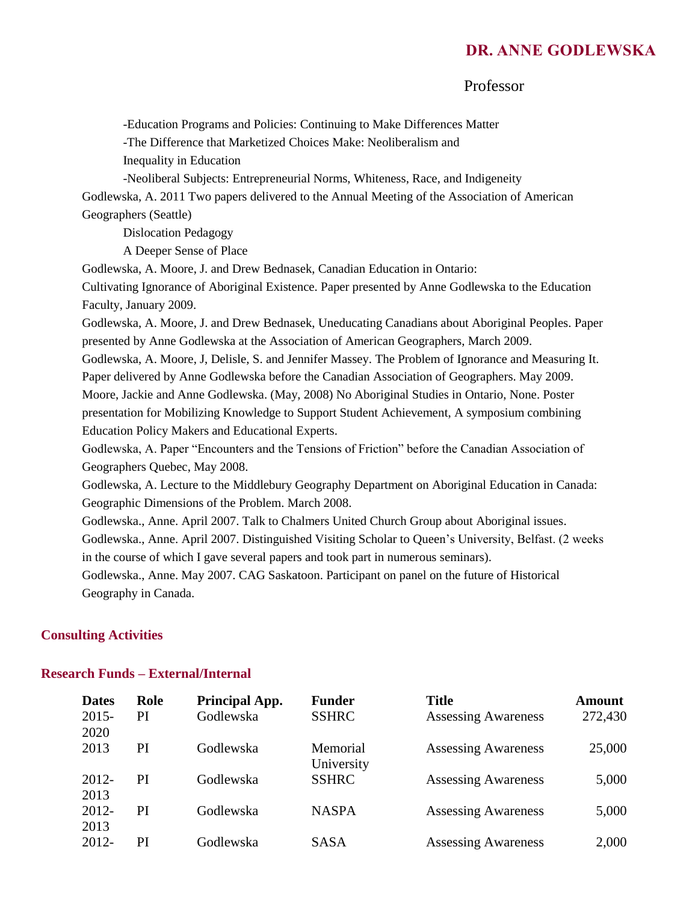-Education Programs and Policies: Continuing to Make Differences Matter

-The Difference that Marketized Choices Make: Neoliberalism and Inequality in Education

-Neoliberal Subjects: Entrepreneurial Norms, Whiteness, Race, and Indigeneity

Godlewska, A. 2011 Two papers delivered to the Annual Meeting of the Association of American Geographers (Seattle)

Dislocation Pedagogy

A Deeper Sense of Place

Godlewska, A. Moore, J. and Drew Bednasek, Canadian Education in Ontario: Cultivating Ignorance of Aboriginal Existence. Paper presented by Anne Godlewska to the Education Faculty, January 2009.

Godlewska, A. Moore, J. and Drew Bednasek, Uneducating Canadians about Aboriginal Peoples. Paper presented by Anne Godlewska at the Association of American Geographers, March 2009.

Godlewska, A. Moore, J, Delisle, S. and Jennifer Massey. The Problem of Ignorance and Measuring It. Paper delivered by Anne Godlewska before the Canadian Association of Geographers. May 2009.

Moore, Jackie and Anne Godlewska. (May, 2008) No Aboriginal Studies in Ontario, None. Poster presentation for Mobilizing Knowledge to Support Student Achievement, A symposium combining Education Policy Makers and Educational Experts.

Godlewska, A. Paper "Encounters and the Tensions of Friction" before the Canadian Association of Geographers Quebec, May 2008.

Godlewska, A. Lecture to the Middlebury Geography Department on Aboriginal Education in Canada: Geographic Dimensions of the Problem. March 2008.

Godlewska., Anne. April 2007. Talk to Chalmers United Church Group about Aboriginal issues.

Godlewska., Anne. April 2007. Distinguished Visiting Scholar to Queen's University, Belfast. (2 weeks in the course of which I gave several papers and took part in numerous seminars).

Godlewska., Anne. May 2007. CAG Saskatoon. Participant on panel on the future of Historical Geography in Canada.

## Consulting Activities

## Research Funds – External/Internal

| Dates | Role | Principal App. | Funder | Title | Amount |
|---|---|---|---|---|---|
| 2015-2020 | PI | Godlewska | SSHRC | Assessing Awareness | 272,430 |
| 2013 | PI | Godlewska | Memorial University | Assessing Awareness | 25,000 |
| 2012-2013 | PI | Godlewska | SSHRC | Assessing Awareness | 5,000 |
| 2012-2013 | PI | Godlewska | NASPA | Assessing Awareness | 5,000 |
| 2012- | PI | Godlewska | SASA | Assessing Awareness | 2,000 |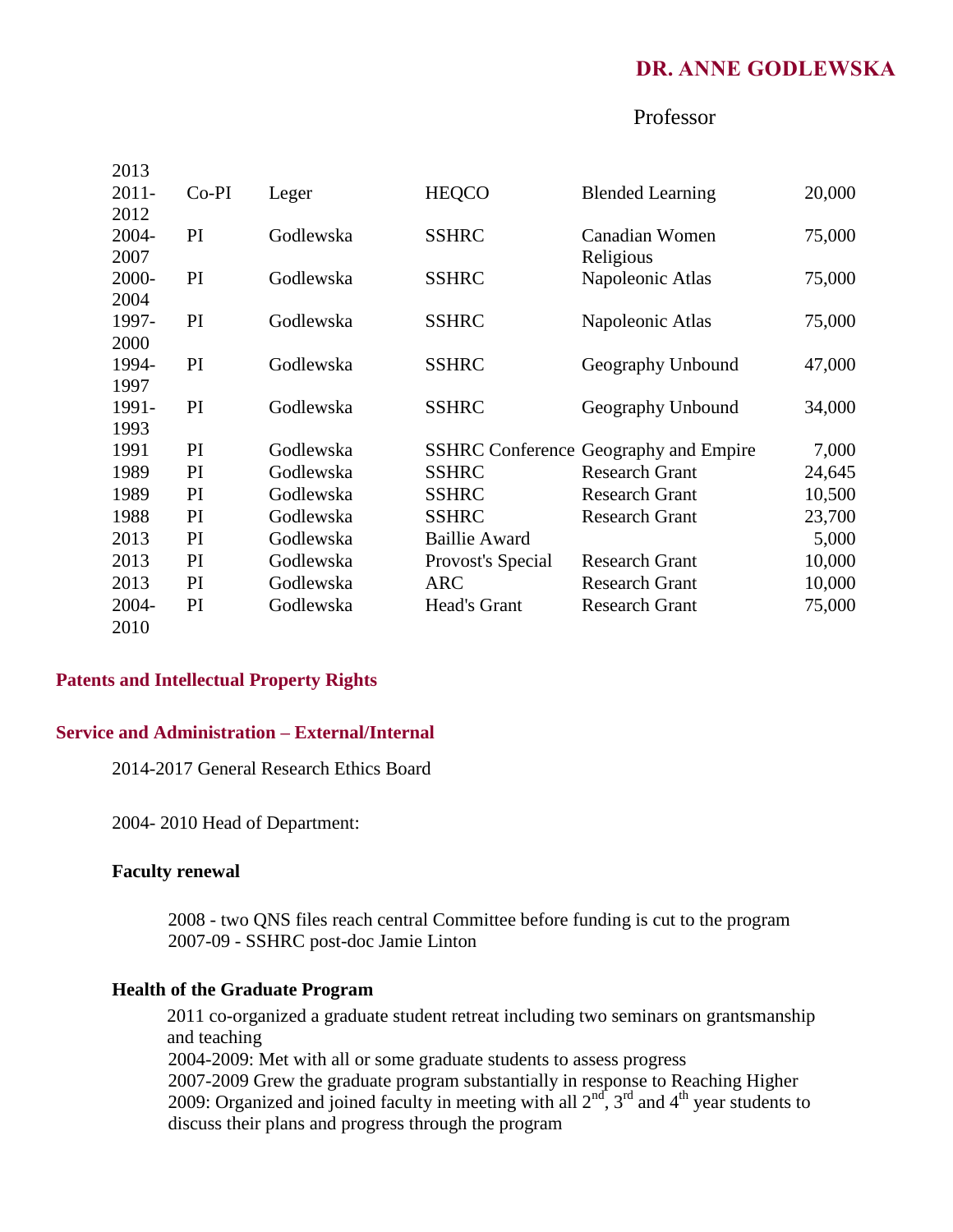| | | | | | |
|---|---|---|---|---|---|
| 2013 | | | | | |
| 2011-2012 | Co-PI | Leger | HEQCO | Blended Learning | 20,000 |
| 2004-2007 | PI | Godlewska | SSHRC | Canadian Women Religious | 75,000 |
| 2000-2004 | PI | Godlewska | SSHRC | Napoleonic Atlas | 75,000 |
| 1997-2000 | PI | Godlewska | SSHRC | Napoleonic Atlas | 75,000 |
| 1994-1997 | PI | Godlewska | SSHRC | Geography Unbound | 47,000 |
| 1991-1993 | PI | Godlewska | SSHRC | Geography Unbound | 34,000 |
| 1991 | PI | Godlewska | SSHRC Conference | Geography and Empire | 7,000 |
| 1989 | PI | Godlewska | SSHRC | Research Grant | 24,645 |
| 1989 | PI | Godlewska | SSHRC | Research Grant | 10,500 |
| 1988 | PI | Godlewska | SSHRC | Research Grant | 23,700 |
| 2013 | PI | Godlewska | Baillie Award | | 5,000 |
| 2013 | PI | Godlewska | Provost's Special | Research Grant | 10,000 |
| 2013 | PI | Godlewska | ARC | Research Grant | 10,000 |
| 2004-2010 | PI | Godlewska | Head's Grant | Research Grant | 75,000 |

## Patents and Intellectual Property Rights

## Service and Administration – External/Internal

2014-2017 General Research Ethics Board

2004- 2010 Head of Department:

**Faculty renewal**

2008 - two QNS files reach central Committee before funding is cut to the program
2007-09 - SSHRC post-doc Jamie Linton

**Health of the Graduate Program**

2011 co-organized a graduate student retreat including two seminars on grantsmanship and teaching
2004-2009: Met with all or some graduate students to assess progress
2007-2009 Grew the graduate program substantially in response to Reaching Higher
2009: Organized and joined faculty in meeting with all 2nd, 3rd and 4th year students to discuss their plans and progress through the program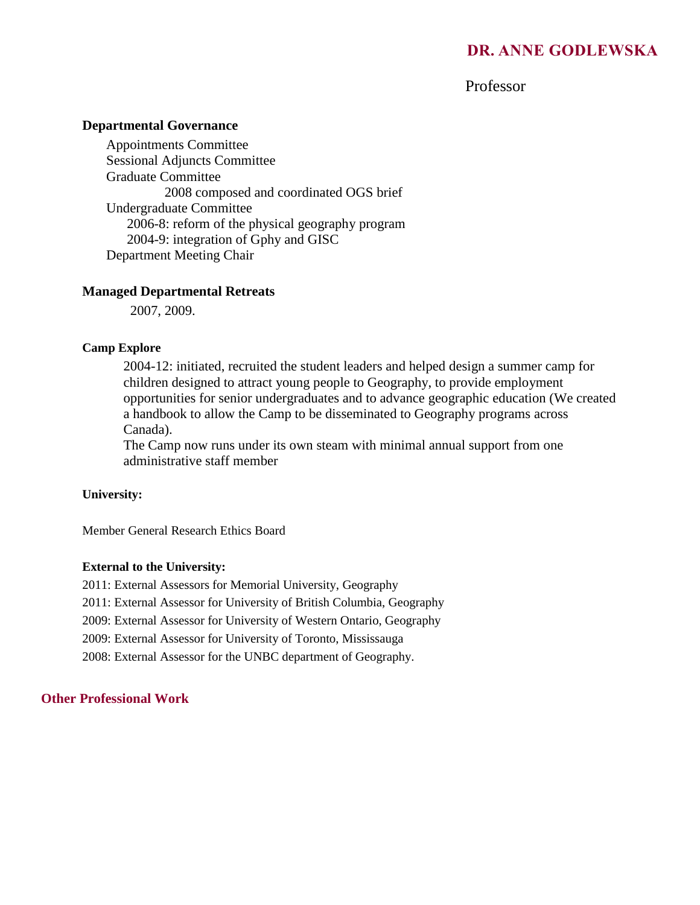# DR. ANNE GODLEWSKA

Professor

### Departmental Governance

- Appointments Committee
- Sessional Adjuncts Committee
- Graduate Committee
  - 2008 composed and coordinated OGS brief
- Undergraduate Committee
  - 2006-8: reform of the physical geography program
  - 2004-9: integration of Gphy and GISC
- Department Meeting Chair

### Managed Departmental Retreats

2007, 2009.

### Camp Explore

2004-12: initiated, recruited the student leaders and helped design a summer camp for children designed to attract young people to Geography, to provide employment opportunities for senior undergraduates and to advance geographic education (We created a handbook to allow the Camp to be disseminated to Geography programs across Canada).

The Camp now runs under its own steam with minimal annual support from one administrative staff member

### University:

Member General Research Ethics Board

### External to the University:

2011: External Assessors for Memorial University, Geography

2011: External Assessor for University of British Columbia, Geography

2009: External Assessor for University of Western Ontario, Geography

2009: External Assessor for University of Toronto, Mississauga

2008: External Assessor for the UNBC department of Geography.

## Other Professional Work